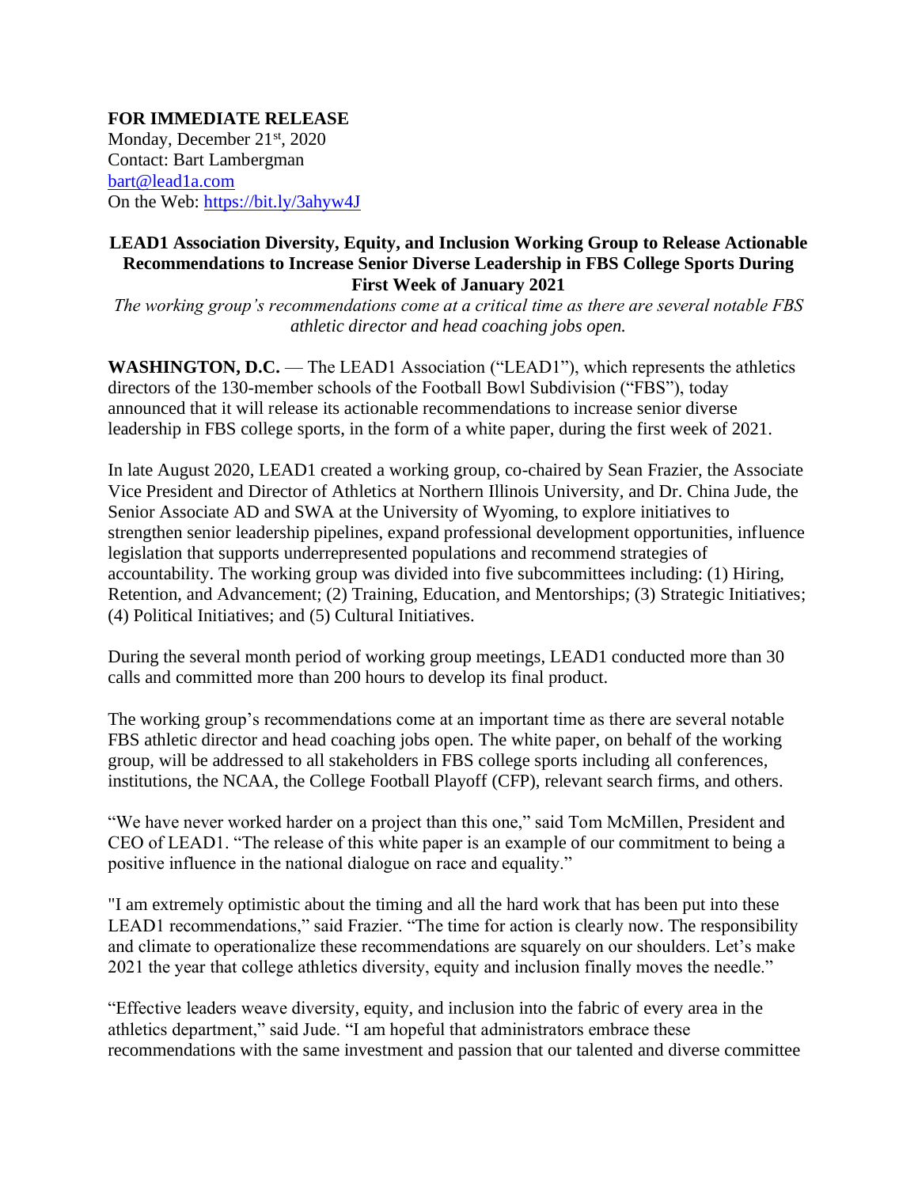**FOR IMMEDIATE RELEASE**
Monday, December 21st, 2020
Contact: Bart Lambergman
[bart@lead1a.com](mailto:bart@lead1a.com)
On the Web: [https://bit.ly/3ahyw4J](https://bit.ly/3ahyw4J)

**LEAD1 Association Diversity, Equity, and Inclusion Working Group to Release Actionable Recommendations to Increase Senior Diverse Leadership in FBS College Sports During First Week of January 2021**

*The working group's recommendations come at a critical time as there are several notable FBS athletic director and head coaching jobs open.*

**WASHINGTON, D.C.** — The LEAD1 Association ("LEAD1"), which represents the athletics directors of the 130-member schools of the Football Bowl Subdivision ("FBS"), today announced that it will release its actionable recommendations to increase senior diverse leadership in FBS college sports, in the form of a white paper, during the first week of 2021.

In late August 2020, LEAD1 created a working group, co-chaired by Sean Frazier, the Associate Vice President and Director of Athletics at Northern Illinois University, and Dr. China Jude, the Senior Associate AD and SWA at the University of Wyoming, to explore initiatives to strengthen senior leadership pipelines, expand professional development opportunities, influence legislation that supports underrepresented populations and recommend strategies of accountability. The working group was divided into five subcommittees including: (1) Hiring, Retention, and Advancement; (2) Training, Education, and Mentorships; (3) Strategic Initiatives; (4) Political Initiatives; and (5) Cultural Initiatives.

During the several month period of working group meetings, LEAD1 conducted more than 30 calls and committed more than 200 hours to develop its final product.

The working group's recommendations come at an important time as there are several notable FBS athletic director and head coaching jobs open. The white paper, on behalf of the working group, will be addressed to all stakeholders in FBS college sports including all conferences, institutions, the NCAA, the College Football Playoff (CFP), relevant search firms, and others.

"We have never worked harder on a project than this one," said Tom McMillen, President and CEO of LEAD1. "The release of this white paper is an example of our commitment to being a positive influence in the national dialogue on race and equality."

"I am extremely optimistic about the timing and all the hard work that has been put into these LEAD1 recommendations," said Frazier. "The time for action is clearly now. The responsibility and climate to operationalize these recommendations are squarely on our shoulders. Let's make 2021 the year that college athletics diversity, equity and inclusion finally moves the needle."

"Effective leaders weave diversity, equity, and inclusion into the fabric of every area in the athletics department," said Jude. "I am hopeful that administrators embrace these recommendations with the same investment and passion that our talented and diverse committee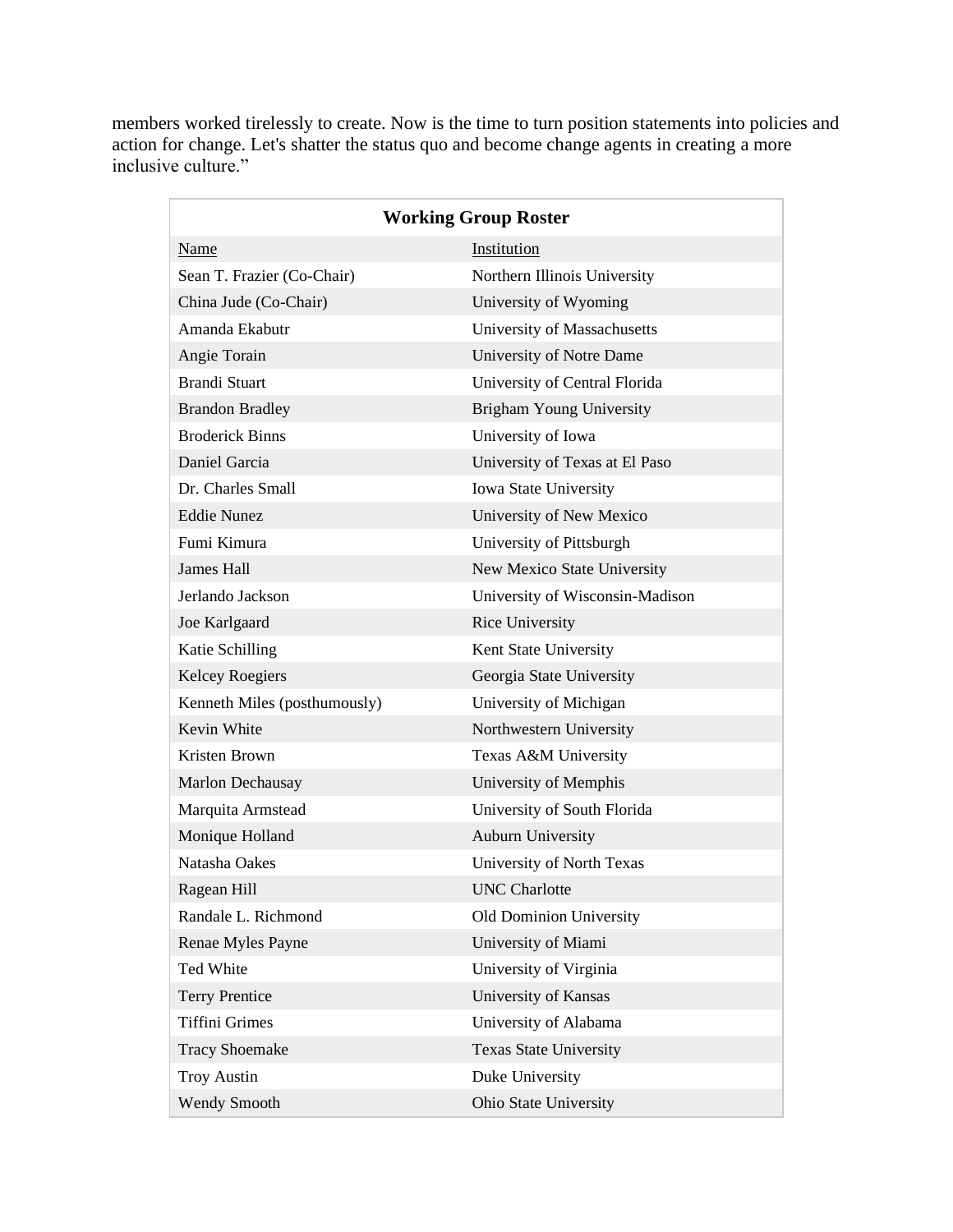members worked tirelessly to create. Now is the time to turn position statements into policies and action for change. Let's shatter the status quo and become change agents in creating a more inclusive culture."

| **Working Group Roster** | |
|---|---|
| Name | Institution |
| Sean T. Frazier (Co-Chair) | Northern Illinois University |
| China Jude (Co-Chair) | University of Wyoming |
| Amanda Ekabutr | University of Massachusetts |
| Angie Torain | University of Notre Dame |
| Brandi Stuart | University of Central Florida |
| Brandon Bradley | Brigham Young University |
| Broderick Binns | University of Iowa |
| Daniel Garcia | University of Texas at El Paso |
| Dr. Charles Small | Iowa State University |
| Eddie Nunez | University of New Mexico |
| Fumi Kimura | University of Pittsburgh |
| James Hall | New Mexico State University |
| Jerlando Jackson | University of Wisconsin-Madison |
| Joe Karlgaard | Rice University |
| Katie Schilling | Kent State University |
| Kelcey Roegiers | Georgia State University |
| Kenneth Miles (posthumously) | University of Michigan |
| Kevin White | Northwestern University |
| Kristen Brown | Texas A&M University |
| Marlon Dechausay | University of Memphis |
| Marquita Armstead | University of South Florida |
| Monique Holland | Auburn University |
| Natasha Oakes | University of North Texas |
| Ragean Hill | UNC Charlotte |
| Randale L. Richmond | Old Dominion University |
| Renae Myles Payne | University of Miami |
| Ted White | University of Virginia |
| Terry Prentice | University of Kansas |
| Tiffini Grimes | University of Alabama |
| Tracy Shoemake | Texas State University |
| Troy Austin | Duke University |
| Wendy Smooth | Ohio State University |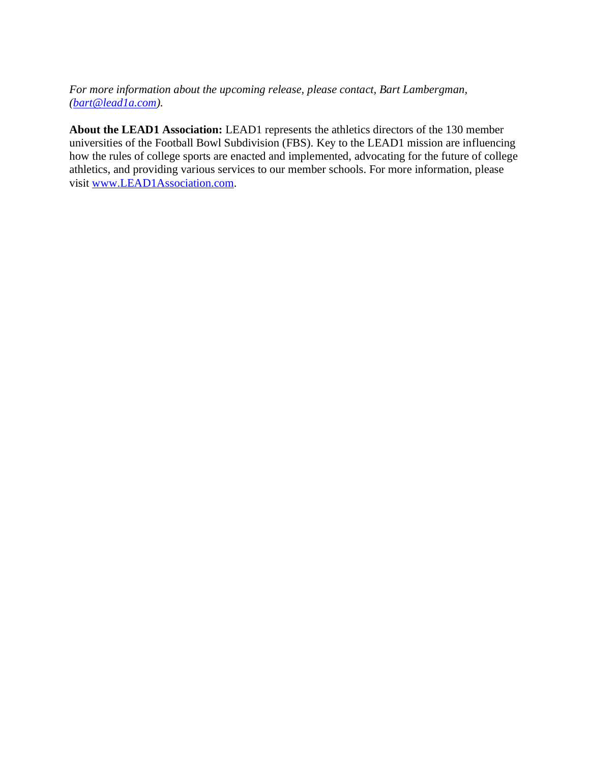*For more information about the upcoming release, please contact, Bart Lambergman, ([bart@lead1a.com](mailto:bart@lead1a.com)).*

**About the LEAD1 Association:** LEAD1 represents the athletics directors of the 130 member universities of the Football Bowl Subdivision (FBS). Key to the LEAD1 mission are influencing how the rules of college sports are enacted and implemented, advocating for the future of college athletics, and providing various services to our member schools. For more information, please visit [www.LEAD1Association.com](http://www.LEAD1Association.com).